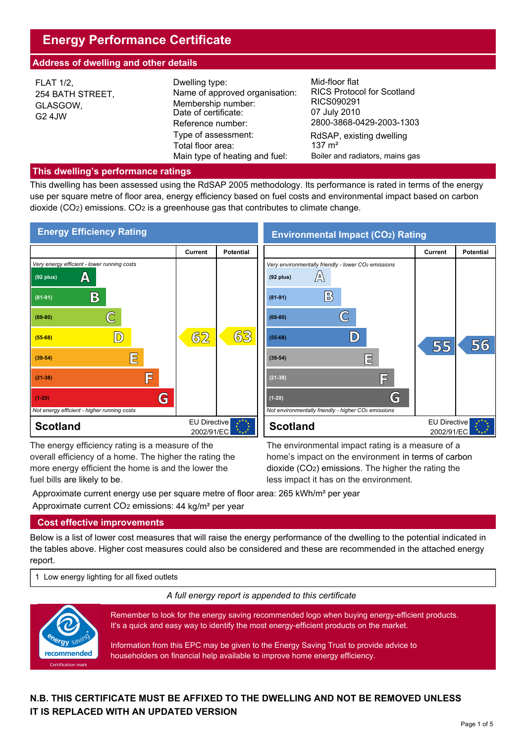# Energy Performance Certificate

## Address of dwelling and other details

FLAT 1/2,
254 BATH STREET,
GLASGOW,
G2 4JW

| | |
|---|---|
| Dwelling type: | Mid-floor flat |
| Name of approved organisation: | RICS Protocol for Scotland |
| Membership number: | RICS090291 |
| Date of certificate: | 07 July 2010 |
| Reference number: | 2800-3868-0429-2003-1303 |
| Type of assessment: | RdSAP, existing dwelling |
| Total floor area: | 137 m² |
| Main type of heating and fuel: | Boiler and radiators, mains gas |

## This dwelling's performance ratings

This dwelling has been assessed using the RdSAP 2005 methodology. Its performance is rated in terms of the energy use per square metre of floor area, energy efficiency based on fuel costs and environmental impact based on carbon dioxide ($CO_2$) emissions. $CO_2$ is a greenhouse gas that contributes to climate change.

### Energy Efficiency Rating

| | Current | Potential |
|---|---|---|
| *Very energy efficient - lower running costs* | | |
| (92 plus) A | | |
| (81-91) B | | |
| (69-80) C | | |
| (55-68) D | 62 | 63 |
| (39-54) E | | |
| (21-38) F | | |
| (1-20) G | | |
| *Not energy efficient - higher running costs* | | |
| **Scotland** | EU Directive 2002/91/EC | |

The energy efficiency rating is a measure of the overall efficiency of a home. The higher the rating the more energy efficient the home is and the lower the fuel bills are likely to be.

### Environmental Impact ($CO_2$) Rating

| | Current | Potential |
|---|---|---|
| *Very environmentally friendly - lower $CO_2$ emissions* | | |
| (92 plus) A | | |
| (81-91) B | | |
| (69-80) C | | |
| (55-68) D | 55 | 56 |
| (39-54) E | | |
| (21-38) F | | |
| (1-20) G | | |
| *Not environmentally friendly - higher $CO_2$ emissions* | | |
| **Scotland** | EU Directive 2002/91/EC | |

The environmental impact rating is a measure of a home's impact on the environment in terms of carbon dioxide ($CO_2$) emissions. The higher the rating the less impact it has on the environment.

Approximate current energy use per square metre of floor area: 265 kWh/m² per year

Approximate current $CO_2$ emissions: 44 kg/m² per year

## Cost effective improvements

Below is a list of lower cost measures that will raise the energy performance of the dwelling to the potential indicated in the tables above. Higher cost measures could also be considered and these are recommended in the attached energy report.

1 Low energy lighting for all fixed outlets

*A full energy report is appended to this certificate*

energy saving recommended

Certification mark

Remember to look for the energy saving recommended logo when buying energy-efficient products. It's a quick and easy way to identify the most energy-efficient products on the market.

Information from this EPC may be given to the Energy Saving Trust to provide advice to householders on financial help available to improve home energy efficiency.

**N.B. THIS CERTIFICATE MUST BE AFFIXED TO THE DWELLING AND NOT BE REMOVED UNLESS IT IS REPLACED WITH AN UPDATED VERSION**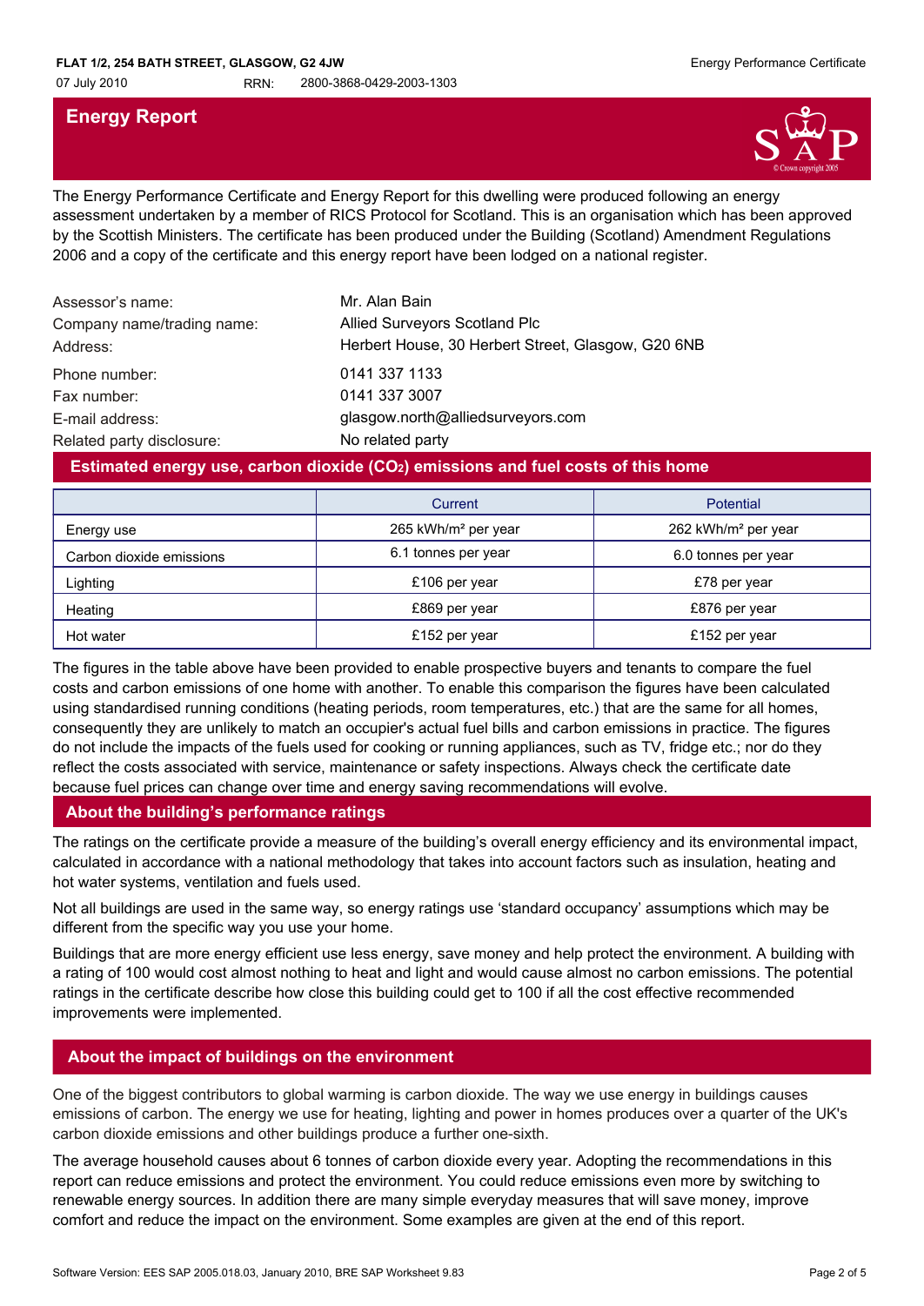# Energy Report

The Energy Performance Certificate and Energy Report for this dwelling were produced following an energy assessment undertaken by a member of RICS Protocol for Scotland. This is an organisation which has been approved by the Scottish Ministers. The certificate has been produced under the Building (Scotland) Amendment Regulations 2006 and a copy of the certificate and this energy report have been lodged on a national register.

| | |
|---|---|
| Assessor's name: | Mr. Alan Bain |
| Company name/trading name: | Allied Surveyors Scotland Plc |
| Address: | Herbert House, 30 Herbert Street, Glasgow, G20 6NB |
| Phone number: | 0141 337 1133 |
| Fax number: | 0141 337 3007 |
| E-mail address: | glasgow.north@alliedsurveyors.com |
| Related party disclosure: | No related party |

## Estimated energy use, carbon dioxide ($CO_2$) emissions and fuel costs of this home

| | Current | Potential |
|---|---|---|
| Energy use | 265 kWh/m² per year | 262 kWh/m² per year |
| Carbon dioxide emissions | 6.1 tonnes per year | 6.0 tonnes per year |
| Lighting | £106 per year | £78 per year |
| Heating | £869 per year | £876 per year |
| Hot water | £152 per year | £152 per year |

The figures in the table above have been provided to enable prospective buyers and tenants to compare the fuel costs and carbon emissions of one home with another. To enable this comparison the figures have been calculated using standardised running conditions (heating periods, room temperatures, etc.) that are the same for all homes, consequently they are unlikely to match an occupier's actual fuel bills and carbon emissions in practice. The figures do not include the impacts of the fuels used for cooking or running appliances, such as TV, fridge etc.; nor do they reflect the costs associated with service, maintenance or safety inspections. Always check the certificate date because fuel prices can change over time and energy saving recommendations will evolve.

## About the building's performance ratings

The ratings on the certificate provide a measure of the building's overall energy efficiency and its environmental impact, calculated in accordance with a national methodology that takes into account factors such as insulation, heating and hot water systems, ventilation and fuels used.

Not all buildings are used in the same way, so energy ratings use 'standard occupancy' assumptions which may be different from the specific way you use your home.

Buildings that are more energy efficient use less energy, save money and help protect the environment. A building with a rating of 100 would cost almost nothing to heat and light and would cause almost no carbon emissions. The potential ratings in the certificate describe how close this building could get to 100 if all the cost effective recommended improvements were implemented.

## About the impact of buildings on the environment

One of the biggest contributors to global warming is carbon dioxide. The way we use energy in buildings causes emissions of carbon. The energy we use for heating, lighting and power in homes produces over a quarter of the UK's carbon dioxide emissions and other buildings produce a further one-sixth.

The average household causes about 6 tonnes of carbon dioxide every year. Adopting the recommendations in this report can reduce emissions and protect the environment. You could reduce emissions even more by switching to renewable energy sources. In addition there are many simple everyday measures that will save money, improve comfort and reduce the impact on the environment. Some examples are given at the end of this report.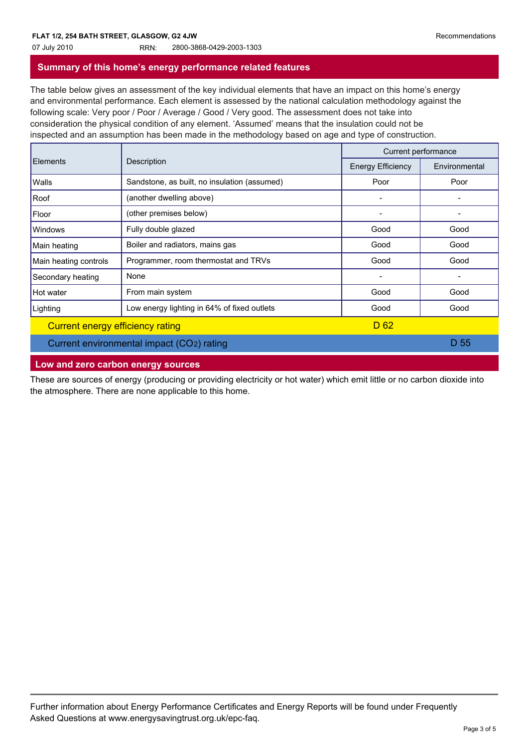**FLAT 1/2, 254 BATH STREET, GLASGOW, G2 4JW**

07 July 2010 RRN: 2800-3868-0429-2003-1303

## Summary of this home's energy performance related features

The table below gives an assessment of the key individual elements that have an impact on this home's energy and environmental performance. Each element is assessed by the national calculation methodology against the following scale: Very poor / Poor / Average / Good / Very good. The assessment does not take into consideration the physical condition of any element. 'Assumed' means that the insulation could not be inspected and an assumption has been made in the methodology based on age and type of construction.

| Elements | Description | Current performance | |
|---|---|---|---|
| | | Energy Efficiency | Environmental |
| Walls | Sandstone, as built, no insulation (assumed) | Poor | Poor |
| Roof | (another dwelling above) | - | - |
| Floor | (other premises below) | - | - |
| Windows | Fully double glazed | Good | Good |
| Main heating | Boiler and radiators, mains gas | Good | Good |
| Main heating controls | Programmer, room thermostat and TRVs | Good | Good |
| Secondary heating | None | - | - |
| Hot water | From main system | Good | Good |
| Lighting | Low energy lighting in 64% of fixed outlets | Good | Good |
| Current energy efficiency rating | | D 62 | |
| Current environmental impact ($CO_2$) rating | | | D 55 |

## Low and zero carbon energy sources

These are sources of energy (producing or providing electricity or hot water) which emit little or no carbon dioxide into the atmosphere. There are none applicable to this home.

Further information about Energy Performance Certificates and Energy Reports will be found under Frequently Asked Questions at www.energysavingtrust.org.uk/epc-faq.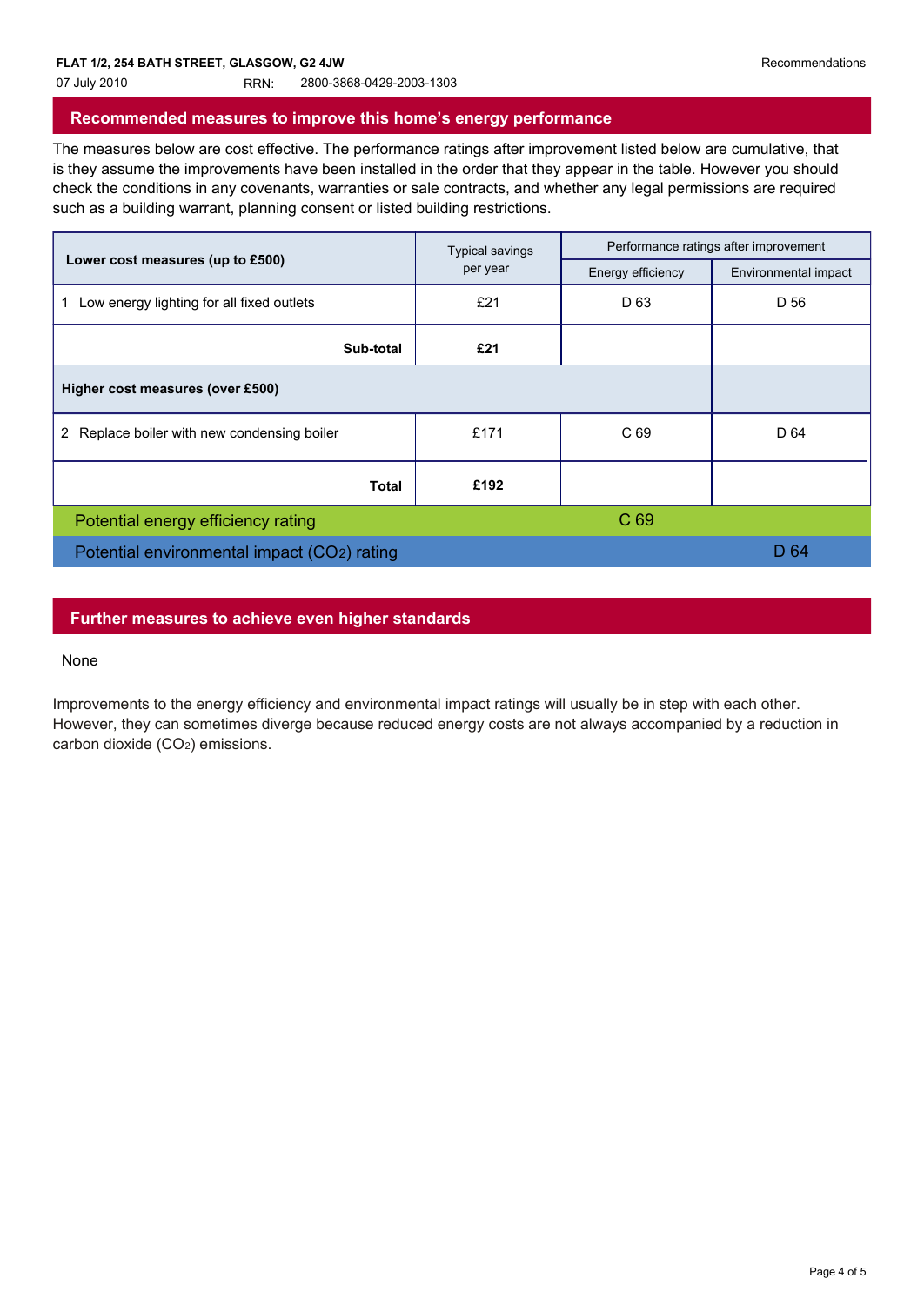FLAT 1/2, 254 BATH STREET, GLASGOW, G2 4JW

07 July 2010 RRN: 2800-3868-0429-2003-1303

## Recommended measures to improve this home's energy performance

The measures below are cost effective. The performance ratings after improvement listed below are cumulative, that is they assume the improvements have been installed in the order that they appear in the table. However you should check the conditions in any covenants, warranties or sale contracts, and whether any legal permissions are required such as a building warrant, planning consent or listed building restrictions.

| Lower cost measures (up to £500) | Typical savings per year | Performance ratings after improvement | |
|---|---|---|---|
| | | Energy efficiency | Environmental impact |
| 1 Low energy lighting for all fixed outlets | £21 | D 63 | D 56 |
| **Sub-total** | **£21** | | |
| **Higher cost measures (over £500)** | | | |
| 2 Replace boiler with new condensing boiler | £171 | C 69 | D 64 |
| **Total** | **£192** | | |
| Potential energy efficiency rating | | C 69 | |
| Potential environmental impact ($CO_2$) rating | | | D 64 |

## Further measures to achieve even higher standards

None

Improvements to the energy efficiency and environmental impact ratings will usually be in step with each other. However, they can sometimes diverge because reduced energy costs are not always accompanied by a reduction in carbon dioxide ($CO_2$) emissions.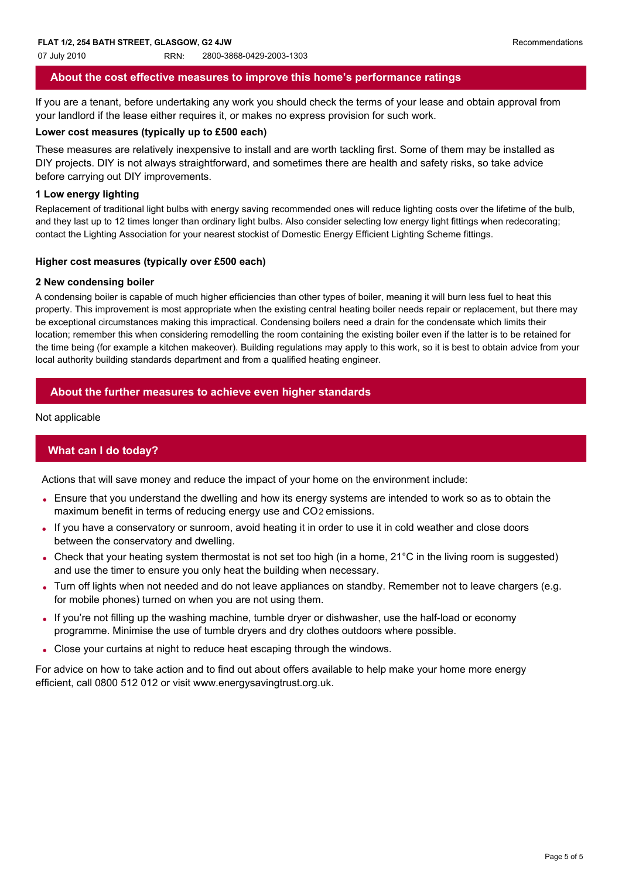## About the cost effective measures to improve this home's performance ratings

If you are a tenant, before undertaking any work you should check the terms of your lease and obtain approval from your landlord if the lease either requires it, or makes no express provision for such work.

**Lower cost measures (typically up to £500 each)**

These measures are relatively inexpensive to install and are worth tackling first. Some of them may be installed as DIY projects. DIY is not always straightforward, and sometimes there are health and safety risks, so take advice before carrying out DIY improvements.

**1 Low energy lighting**

Replacement of traditional light bulbs with energy saving recommended ones will reduce lighting costs over the lifetime of the bulb, and they last up to 12 times longer than ordinary light bulbs. Also consider selecting low energy light fittings when redecorating; contact the Lighting Association for your nearest stockist of Domestic Energy Efficient Lighting Scheme fittings.

**Higher cost measures (typically over £500 each)**

**2 New condensing boiler**

A condensing boiler is capable of much higher efficiencies than other types of boiler, meaning it will burn less fuel to heat this property. This improvement is most appropriate when the existing central heating boiler needs repair or replacement, but there may be exceptional circumstances making this impractical. Condensing boilers need a drain for the condensate which limits their location; remember this when considering remodelling the room containing the existing boiler even if the latter is to be retained for the time being (for example a kitchen makeover). Building regulations may apply to this work, so it is best to obtain advice from your local authority building standards department and from a qualified heating engineer.

## About the further measures to achieve even higher standards

Not applicable

## What can I do today?

Actions that will save money and reduce the impact of your home on the environment include:

- Ensure that you understand the dwelling and how its energy systems are intended to work so as to obtain the maximum benefit in terms of reducing energy use and $CO_2$ emissions.
- If you have a conservatory or sunroom, avoid heating it in order to use it in cold weather and close doors between the conservatory and dwelling.
- Check that your heating system thermostat is not set too high (in a home, 21°C in the living room is suggested) and use the timer to ensure you only heat the building when necessary.
- Turn off lights when not needed and do not leave appliances on standby. Remember not to leave chargers (e.g. for mobile phones) turned on when you are not using them.
- If you're not filling up the washing machine, tumble dryer or dishwasher, use the half-load or economy programme. Minimise the use of tumble dryers and dry clothes outdoors where possible.
- Close your curtains at night to reduce heat escaping through the windows.

For advice on how to take action and to find out about offers available to help make your home more energy efficient, call 0800 512 012 or visit www.energysavingtrust.org.uk.